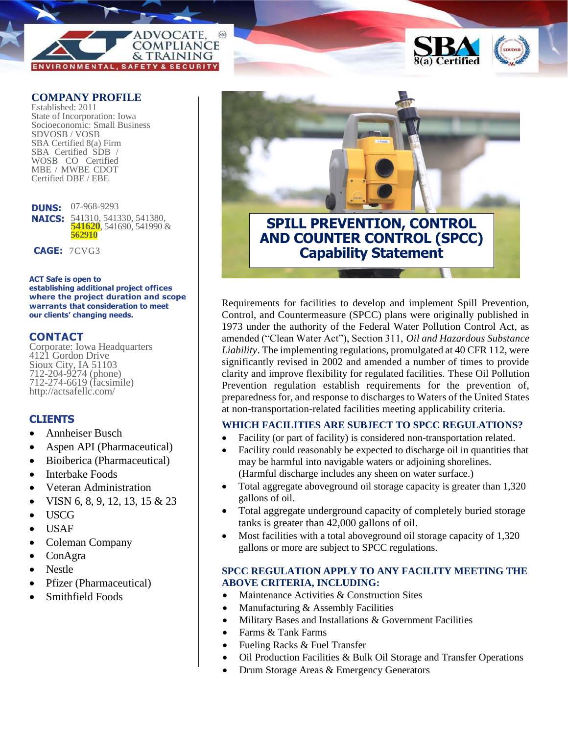ADVOCATE, COMPLIANCE & TRAINING
ENVIRONMENTAL, SAFETY & SECURITY

SBA 8(a) Certified

SDVOSB

## COMPANY PROFILE

Established: 2011
State of Incorporation: Iowa
Socioeconomic: Small Business
SDVOSB / VOSB
SBA Certified 8(a) Firm
SBA Certified SDB / WOSB CO Certified MBE / MWBE CDOT Certified DBE / EBE

**DUNS:** 07-968-9293
**NAICS:** 541310, 541330, 541380, 541620, 541690, 541990 & 562910

**CAGE:** 7CVG3

**ACT Safe is open to establishing additional project offices where the project duration and scope warrants that consideration to meet our clients' changing needs.**

## CONTACT

Corporate: Iowa Headquarters
4121 Gordon Drive
Sioux City, IA 51103
712-204-9274 (phone)
712-274-6619 (facsimile)
http://actsafellc.com/

## CLIENTS

- Annheiser Busch
- Aspen API (Pharmaceutical)
- Bioiberica (Pharmaceutical)
- Interbake Foods
- Veteran Administration
- VISN 6, 8, 9, 12, 13, 15 & 23
- USCG
- USAF
- Coleman Company
- ConAgra
- Nestle
- Pfizer (Pharmaceutical)
- Smithfield Foods

# SPILL PREVENTION, CONTROL AND COUNTER CONTROL (SPCC) Capability Statement

Requirements for facilities to develop and implement Spill Prevention, Control, and Countermeasure (SPCC) plans were originally published in 1973 under the authority of the Federal Water Pollution Control Act, as amended ("Clean Water Act"), Section 311, *Oil and Hazardous Substance Liability*. The implementing regulations, promulgated at 40 CFR 112, were significantly revised in 2002 and amended a number of times to provide clarity and improve flexibility for regulated facilities. These Oil Pollution Prevention regulation establish requirements for the prevention of, preparedness for, and response to discharges to Waters of the United States at non-transportation-related facilities meeting applicability criteria.

### WHICH FACILITIES ARE SUBJECT TO SPCC REGULATIONS?

- Facility (or part of facility) is considered non-transportation related.
- Facility could reasonably be expected to discharge oil in quantities that may be harmful into navigable waters or adjoining shorelines. (Harmful discharge includes any sheen on water surface.)
- Total aggregate aboveground oil storage capacity is greater than 1,320 gallons of oil.
- Total aggregate underground capacity of completely buried storage tanks is greater than 42,000 gallons of oil.
- Most facilities with a total aboveground oil storage capacity of 1,320 gallons or more are subject to SPCC regulations.

### SPCC REGULATION APPLY TO ANY FACILITY MEETING THE ABOVE CRITERIA, INCLUDING:

- Maintenance Activities & Construction Sites
- Manufacturing & Assembly Facilities
- Military Bases and Installations & Government Facilities
- Farms & Tank Farms
- Fueling Racks & Fuel Transfer
- Oil Production Facilities & Bulk Oil Storage and Transfer Operations
- Drum Storage Areas & Emergency Generators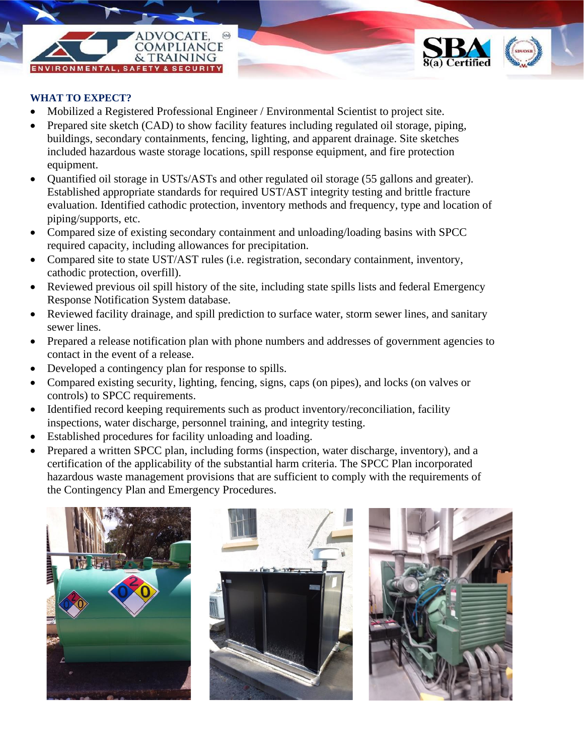## WHAT TO EXPECT?

- Mobilized a Registered Professional Engineer / Environmental Scientist to project site.
- Prepared site sketch (CAD) to show facility features including regulated oil storage, piping, buildings, secondary containments, fencing, lighting, and apparent drainage. Site sketches included hazardous waste storage locations, spill response equipment, and fire protection equipment.
- Quantified oil storage in USTs/ASTs and other regulated oil storage (55 gallons and greater). Established appropriate standards for required UST/AST integrity testing and brittle fracture evaluation. Identified cathodic protection, inventory methods and frequency, type and location of piping/supports, etc.
- Compared size of existing secondary containment and unloading/loading basins with SPCC required capacity, including allowances for precipitation.
- Compared site to state UST/AST rules (i.e. registration, secondary containment, inventory, cathodic protection, overfill).
- Reviewed previous oil spill history of the site, including state spills lists and federal Emergency Response Notification System database.
- Reviewed facility drainage, and spill prediction to surface water, storm sewer lines, and sanitary sewer lines.
- Prepared a release notification plan with phone numbers and addresses of government agencies to contact in the event of a release.
- Developed a contingency plan for response to spills.
- Compared existing security, lighting, fencing, signs, caps (on pipes), and locks (on valves or controls) to SPCC requirements.
- Identified record keeping requirements such as product inventory/reconciliation, facility inspections, water discharge, personnel training, and integrity testing.
- Established procedures for facility unloading and loading.
- Prepared a written SPCC plan, including forms (inspection, water discharge, inventory), and a certification of the applicability of the substantial harm criteria. The SPCC Plan incorporated hazardous waste management provisions that are sufficient to comply with the requirements of the Contingency Plan and Emergency Procedures.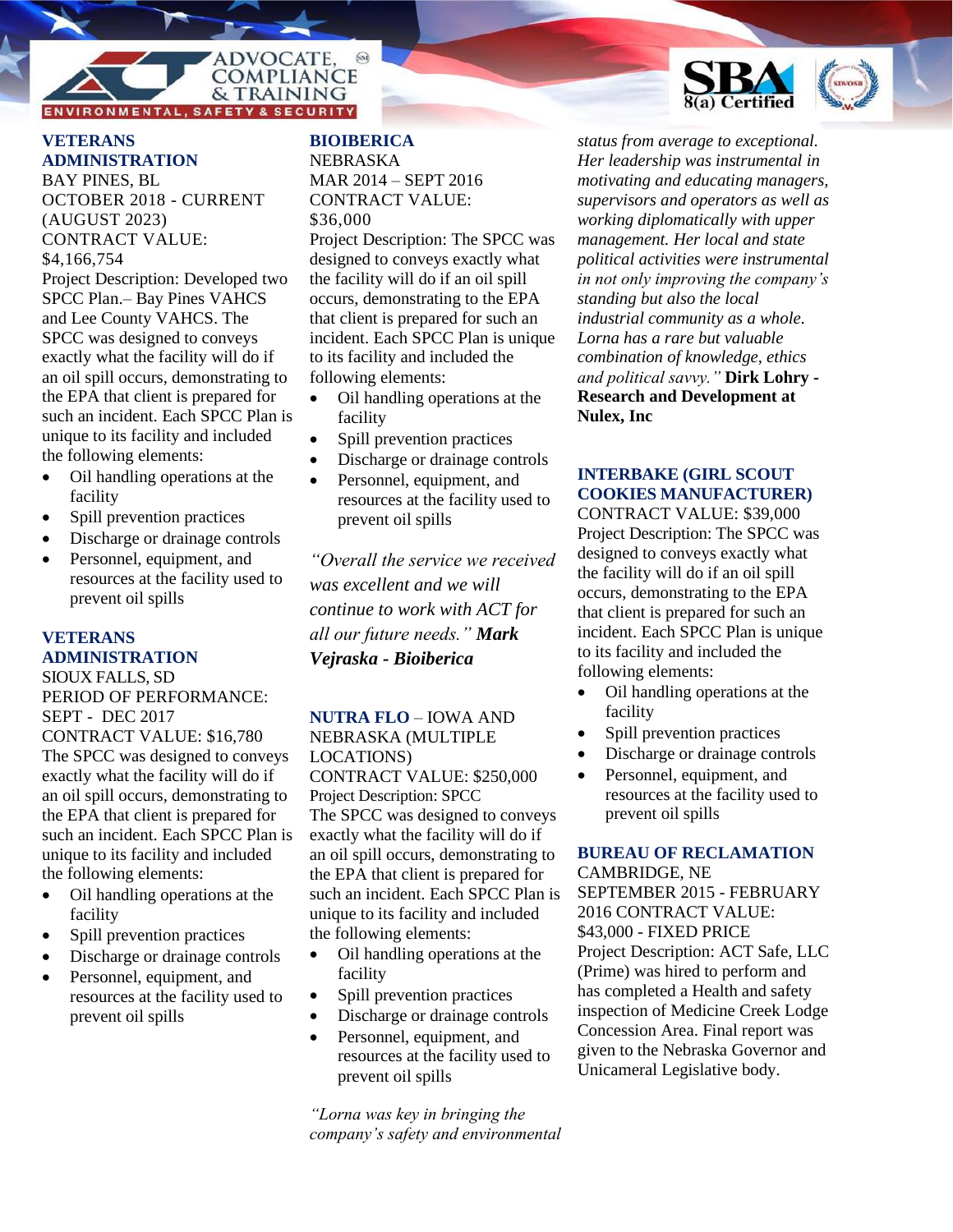ADVOCATE, COMPLIANCE & TRAINING℠

ENVIRONMENTAL, SAFETY & SECURITY

SBA 8(a) Certified

SDVOSB

**VETERANS ADMINISTRATION**

BAY PINES, BL

OCTOBER 2018 - CURRENT (AUGUST 2023)

CONTRACT VALUE: $4,166,754

Project Description: Developed two SPCC Plan.– Bay Pines VAHCS and Lee County VAHCS. The SPCC was designed to conveys exactly what the facility will do if an oil spill occurs, demonstrating to the EPA that client is prepared for such an incident. Each SPCC Plan is unique to its facility and included the following elements:

- Oil handling operations at the facility
- Spill prevention practices
- Discharge or drainage controls
- Personnel, equipment, and resources at the facility used to prevent oil spills

**VETERANS ADMINISTRATION**

SIOUX FALLS, SD

PERIOD OF PERFORMANCE: SEPT - DEC 2017

CONTRACT VALUE: $16,780

The SPCC was designed to conveys exactly what the facility will do if an oil spill occurs, demonstrating to the EPA that client is prepared for such an incident. Each SPCC Plan is unique to its facility and included the following elements:

- Oil handling operations at the facility
- Spill prevention practices
- Discharge or drainage controls
- Personnel, equipment, and resources at the facility used to prevent oil spills

**BIOIBERICA**

NEBRASKA

MAR 2014 – SEPT 2016

CONTRACT VALUE: $36,000

Project Description: The SPCC was designed to conveys exactly what the facility will do if an oil spill occurs, demonstrating to the EPA that client is prepared for such an incident. Each SPCC Plan is unique to its facility and included the following elements:

- Oil handling operations at the facility
- Spill prevention practices
- Discharge or drainage controls
- Personnel, equipment, and resources at the facility used to prevent oil spills

*"Overall the service we received was excellent and we will continue to work with ACT for all our future needs."* ***Mark Vejraska - Bioiberica***

**NUTRA FLO** – IOWA AND NEBRASKA (MULTIPLE LOCATIONS)

CONTRACT VALUE: $250,000

Project Description: SPCC

The SPCC was designed to conveys exactly what the facility will do if an oil spill occurs, demonstrating to the EPA that client is prepared for such an incident. Each SPCC Plan is unique to its facility and included the following elements:

- Oil handling operations at the facility
- Spill prevention practices
- Discharge or drainage controls
- Personnel, equipment, and resources at the facility used to prevent oil spills

*"Lorna was key in bringing the company's safety and environmental status from average to exceptional. Her leadership was instrumental in motivating and educating managers, supervisors and operators as well as working diplomatically with upper management. Her local and state political activities were instrumental in not only improving the company's standing but also the local industrial community as a whole. Lorna has a rare but valuable combination of knowledge, ethics and political savvy."* **Dirk Lohry - Research and Development at Nulex, Inc**

**INTERBAKE (GIRL SCOUT COOKIES MANUFACTURER)**

CONTRACT VALUE: $39,000

Project Description: The SPCC was designed to conveys exactly what the facility will do if an oil spill occurs, demonstrating to the EPA that client is prepared for such an incident. Each SPCC Plan is unique to its facility and included the following elements:

- Oil handling operations at the facility
- Spill prevention practices
- Discharge or drainage controls
- Personnel, equipment, and resources at the facility used to prevent oil spills

**BUREAU OF RECLAMATION**

CAMBRIDGE, NE

SEPTEMBER 2015 - FEBRUARY 2016 CONTRACT VALUE: $43,000 - FIXED PRICE

Project Description: ACT Safe, LLC (Prime) was hired to perform and has completed a Health and safety inspection of Medicine Creek Lodge Concession Area. Final report was given to the Nebraska Governor and Unicameral Legislative body.